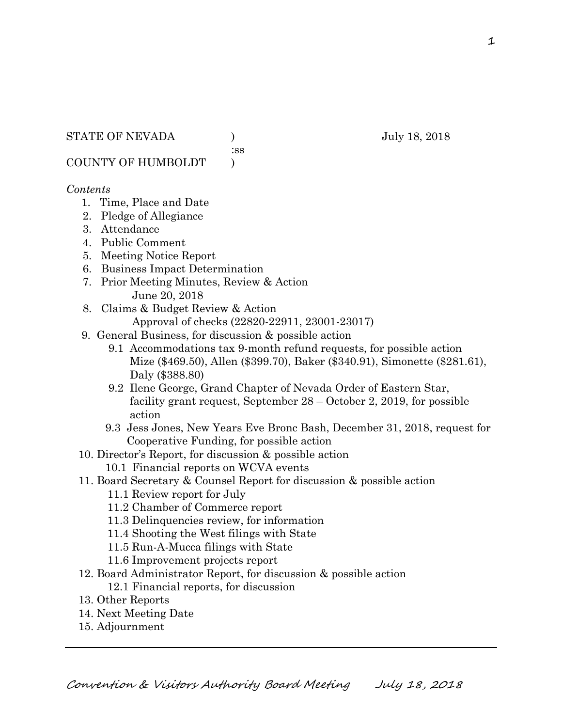STATE OF NEVADA )   July 18, 2018
:ss
COUNTY OF HUMBOLDT )

*Contents*

1. Time, Place and Date
2. Pledge of Allegiance
3. Attendance
4. Public Comment
5. Meeting Notice Report
6. Business Impact Determination
7. Prior Meeting Minutes, Review & Action
   June 20, 2018
8. Claims & Budget Review & Action
   Approval of checks (22820-22911, 23001-23017)
9. General Business, for discussion & possible action
   - 9.1 Accommodations tax 9-month refund requests, for possible action
     Mize ($469.50), Allen ($399.70), Baker ($340.91), Simonette ($281.61), Daly ($388.80)
   - 9.2 Ilene George, Grand Chapter of Nevada Order of Eastern Star, facility grant request, September 28 – October 2, 2019, for possible action
   - 9.3 Jess Jones, New Years Eve Bronc Bash, December 31, 2018, request for Cooperative Funding, for possible action
10. Director's Report, for discussion & possible action
    - 10.1 Financial reports on WCVA events
11. Board Secretary & Counsel Report for discussion & possible action
    - 11.1 Review report for July
    - 11.2 Chamber of Commerce report
    - 11.3 Delinquencies review, for information
    - 11.4 Shooting the West filings with State
    - 11.5 Run-A-Mucca filings with State
    - 11.6 Improvement projects report
12. Board Administrator Report, for discussion & possible action
    - 12.1 Financial reports, for discussion
13. Other Reports
14. Next Meeting Date
15. Adjournment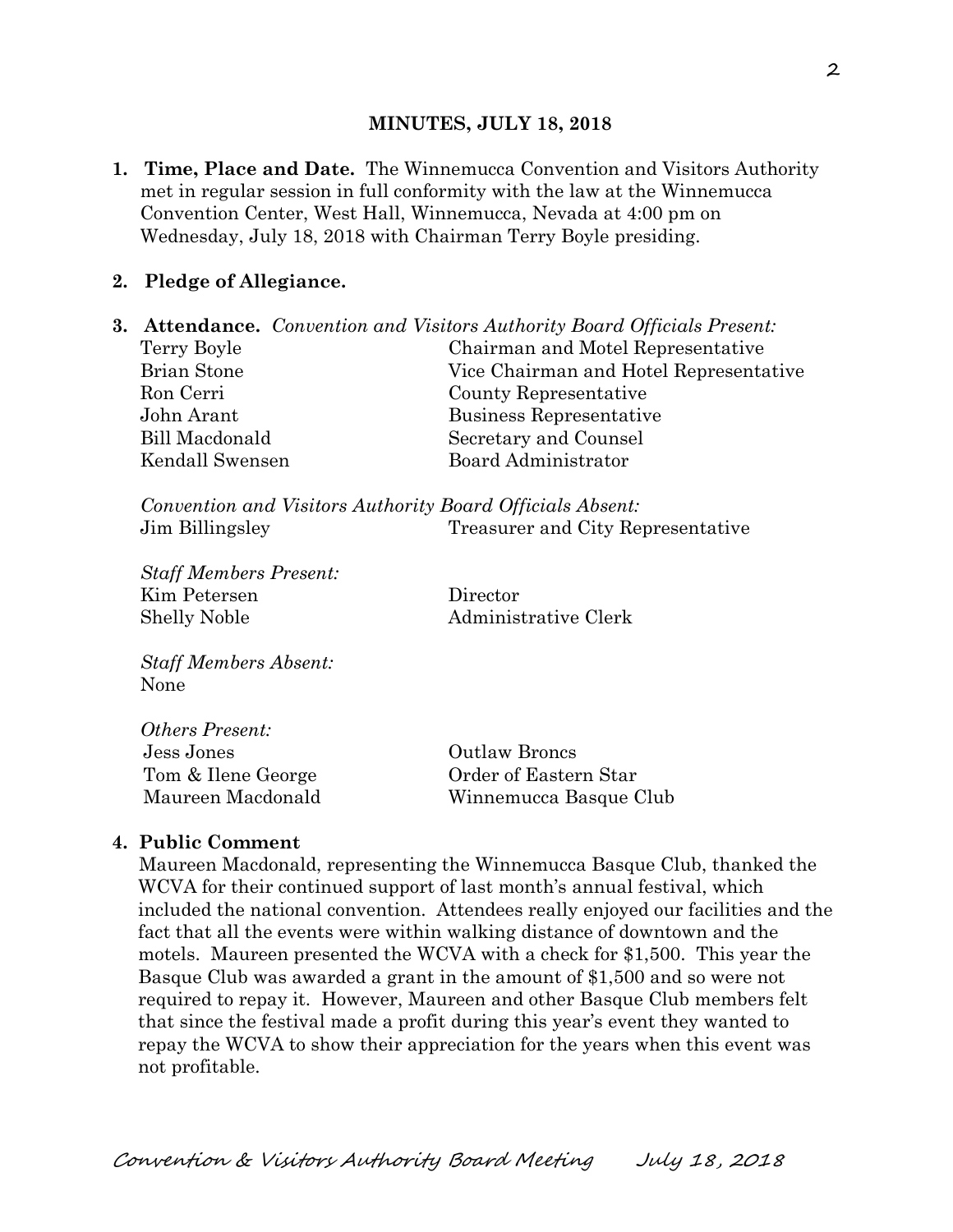## MINUTES, JULY 18, 2018

1. **Time, Place and Date.** The Winnemucca Convention and Visitors Authority met in regular session in full conformity with the law at the Winnemucca Convention Center, West Hall, Winnemucca, Nevada at 4:00 pm on Wednesday, July 18, 2018 with Chairman Terry Boyle presiding.

2. **Pledge of Allegiance.**

3. **Attendance.** *Convention and Visitors Authority Board Officials Present:*

| | |
|---|---|
| Terry Boyle | Chairman and Motel Representative |
| Brian Stone | Vice Chairman and Hotel Representative |
| Ron Cerri | County Representative |
| John Arant | Business Representative |
| Bill Macdonald | Secretary and Counsel |
| Kendall Swensen | Board Administrator |

*Convention and Visitors Authority Board Officials Absent:*

| | |
|---|---|
| Jim Billingsley | Treasurer and City Representative |

*Staff Members Present:*

| | |
|---|---|
| Kim Petersen | Director |
| Shelly Noble | Administrative Clerk |

*Staff Members Absent:*
None

*Others Present:*

| | |
|---|---|
| Jess Jones | Outlaw Broncs |
| Tom & Ilene George | Order of Eastern Star |
| Maureen Macdonald | Winnemucca Basque Club |

4. **Public Comment**

Maureen Macdonald, representing the Winnemucca Basque Club, thanked the WCVA for their continued support of last month's annual festival, which included the national convention. Attendees really enjoyed our facilities and the fact that all the events were within walking distance of downtown and the motels. Maureen presented the WCVA with a check for $1,500. This year the Basque Club was awarded a grant in the amount of $1,500 and so were not required to repay it. However, Maureen and other Basque Club members felt that since the festival made a profit during this year's event they wanted to repay the WCVA to show their appreciation for the years when this event was not profitable.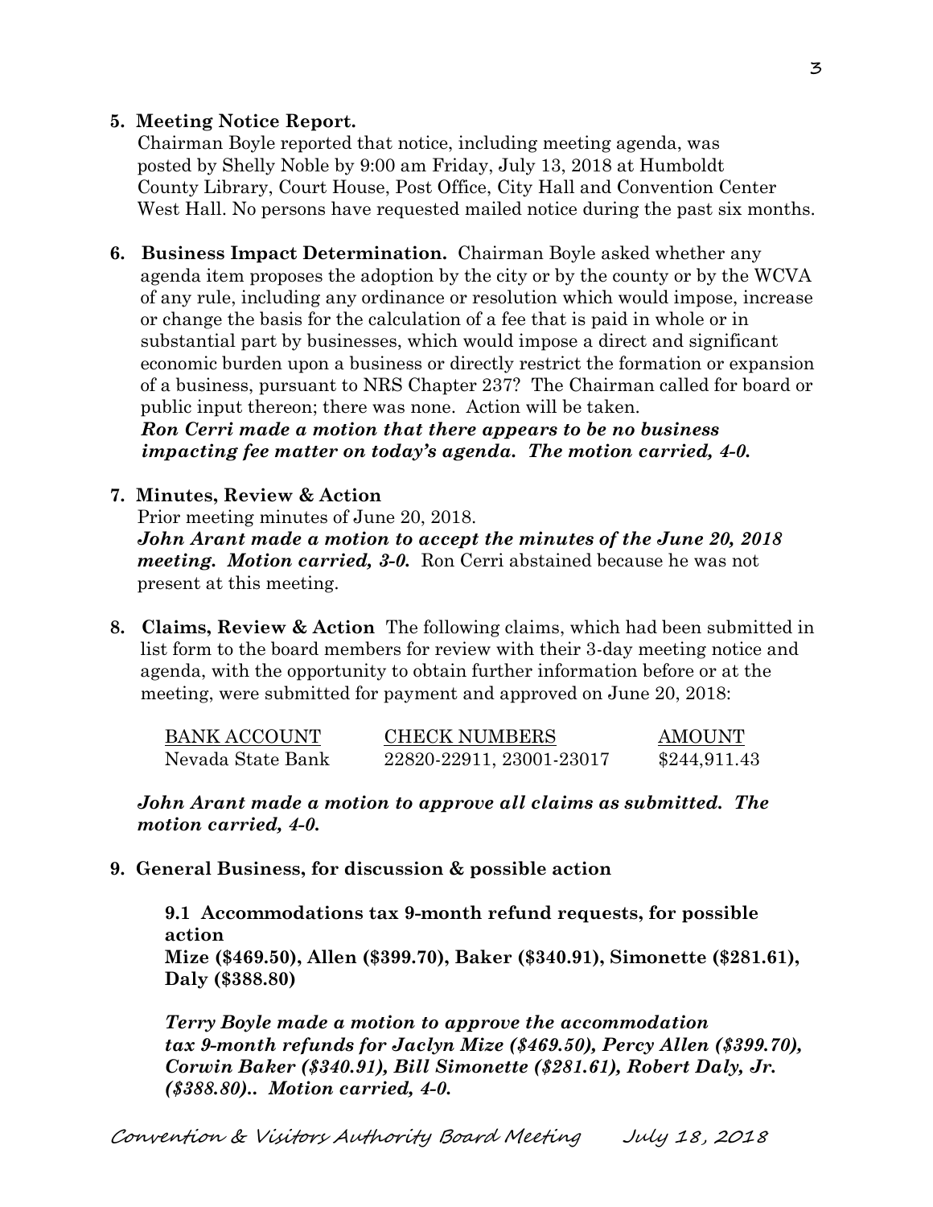**5. Meeting Notice Report.**
Chairman Boyle reported that notice, including meeting agenda, was posted by Shelly Noble by 9:00 am Friday, July 13, 2018 at Humboldt County Library, Court House, Post Office, City Hall and Convention Center West Hall. No persons have requested mailed notice during the past six months.

**6. Business Impact Determination.** Chairman Boyle asked whether any agenda item proposes the adoption by the city or by the county or by the WCVA of any rule, including any ordinance or resolution which would impose, increase or change the basis for the calculation of a fee that is paid in whole or in substantial part by businesses, which would impose a direct and significant economic burden upon a business or directly restrict the formation or expansion of a business, pursuant to NRS Chapter 237? The Chairman called for board or public input thereon; there was none. Action will be taken.
***Ron Cerri made a motion that there appears to be no business impacting fee matter on today's agenda. The motion carried, 4-0.***

**7. Minutes, Review & Action**
Prior meeting minutes of June 20, 2018.
***John Arant made a motion to accept the minutes of the June 20, 2018 meeting. Motion carried, 3-0.*** Ron Cerri abstained because he was not present at this meeting.

**8. Claims, Review & Action** The following claims, which had been submitted in list form to the board members for review with their 3-day meeting notice and agenda, with the opportunity to obtain further information before or at the meeting, were submitted for payment and approved on June 20, 2018:

| BANK ACCOUNT | CHECK NUMBERS | AMOUNT |
|---|---|---|
| Nevada State Bank | 22820-22911, 23001-23017 | $244,911.43 |

***John Arant made a motion to approve all claims as submitted. The motion carried, 4-0.***

**9. General Business, for discussion & possible action**

**9.1 Accommodations tax 9-month refund requests, for possible action**
**Mize ($469.50), Allen ($399.70), Baker ($340.91), Simonette ($281.61), Daly ($388.80)**

***Terry Boyle made a motion to approve the accommodation tax 9-month refunds for Jaclyn Mize ($469.50), Percy Allen ($399.70), Corwin Baker ($340.91), Bill Simonette ($281.61), Robert Daly, Jr. ($388.80).. Motion carried, 4-0.***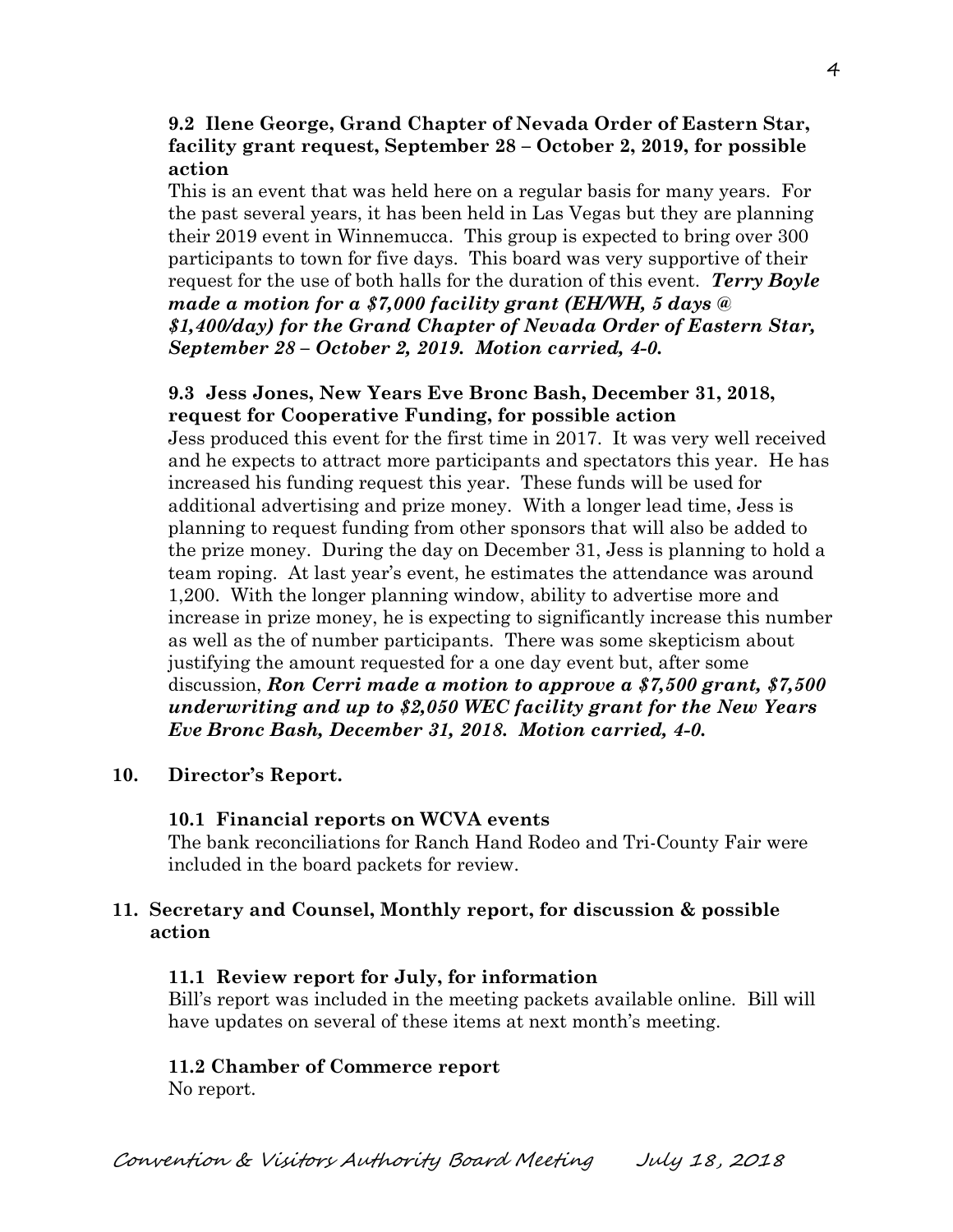### 9.2 Ilene George, Grand Chapter of Nevada Order of Eastern Star, facility grant request, September 28 – October 2, 2019, for possible action

This is an event that was held here on a regular basis for many years. For the past several years, it has been held in Las Vegas but they are planning their 2019 event in Winnemucca. This group is expected to bring over 300 participants to town for five days. This board was very supportive of their request for the use of both halls for the duration of this event. ***Terry Boyle made a motion for a $7,000 facility grant (EH/WH, 5 days @ $1,400/day) for the Grand Chapter of Nevada Order of Eastern Star, September 28 – October 2, 2019. Motion carried, 4-0.***

### 9.3 Jess Jones, New Years Eve Bronc Bash, December 31, 2018, request for Cooperative Funding, for possible action

Jess produced this event for the first time in 2017. It was very well received and he expects to attract more participants and spectators this year. He has increased his funding request this year. These funds will be used for additional advertising and prize money. With a longer lead time, Jess is planning to request funding from other sponsors that will also be added to the prize money. During the day on December 31, Jess is planning to hold a team roping. At last year's event, he estimates the attendance was around 1,200. With the longer planning window, ability to advertise more and increase in prize money, he is expecting to significantly increase this number as well as the of number participants. There was some skepticism about justifying the amount requested for a one day event but, after some discussion, ***Ron Cerri made a motion to approve a $7,500 grant, $7,500 underwriting and up to $2,050 WEC facility grant for the New Years Eve Bronc Bash, December 31, 2018. Motion carried, 4-0.***

## 10. Director's Report.

### 10.1 Financial reports on WCVA events

The bank reconciliations for Ranch Hand Rodeo and Tri-County Fair were included in the board packets for review.

## 11. Secretary and Counsel, Monthly report, for discussion & possible action

### 11.1 Review report for July, for information

Bill's report was included in the meeting packets available online. Bill will have updates on several of these items at next month's meeting.

### 11.2 Chamber of Commerce report

No report.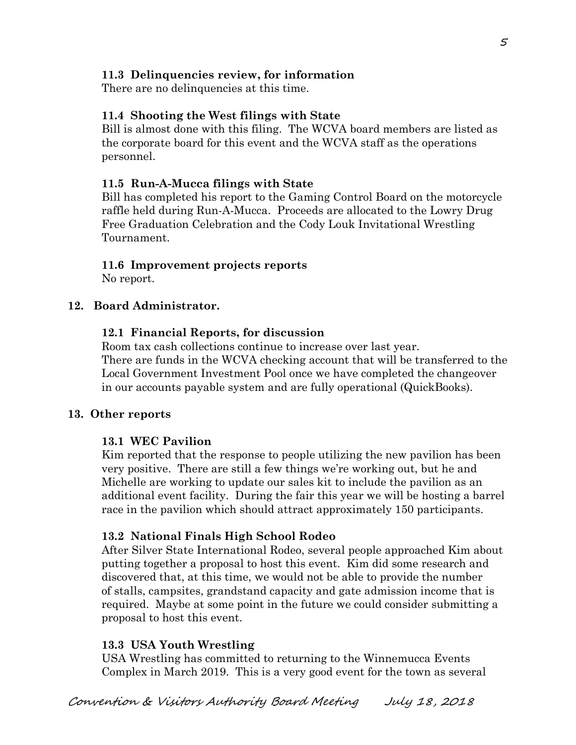### 11.3 Delinquencies review, for information

There are no delinquencies at this time.

### 11.4 Shooting the West filings with State

Bill is almost done with this filing. The WCVA board members are listed as the corporate board for this event and the WCVA staff as the operations personnel.

### 11.5 Run-A-Mucca filings with State

Bill has completed his report to the Gaming Control Board on the motorcycle raffle held during Run-A-Mucca. Proceeds are allocated to the Lowry Drug Free Graduation Celebration and the Cody Louk Invitational Wrestling Tournament.

### 11.6 Improvement projects reports

No report.

## 12. Board Administrator.

### 12.1 Financial Reports, for discussion

Room tax cash collections continue to increase over last year.
There are funds in the WCVA checking account that will be transferred to the Local Government Investment Pool once we have completed the changeover in our accounts payable system and are fully operational (QuickBooks).

## 13. Other reports

### 13.1 WEC Pavilion

Kim reported that the response to people utilizing the new pavilion has been very positive. There are still a few things we're working out, but he and Michelle are working to update our sales kit to include the pavilion as an additional event facility. During the fair this year we will be hosting a barrel race in the pavilion which should attract approximately 150 participants.

### 13.2 National Finals High School Rodeo

After Silver State International Rodeo, several people approached Kim about putting together a proposal to host this event. Kim did some research and discovered that, at this time, we would not be able to provide the number of stalls, campsites, grandstand capacity and gate admission income that is required. Maybe at some point in the future we could consider submitting a proposal to host this event.

### 13.3 USA Youth Wrestling

USA Wrestling has committed to returning to the Winnemucca Events Complex in March 2019. This is a very good event for the town as several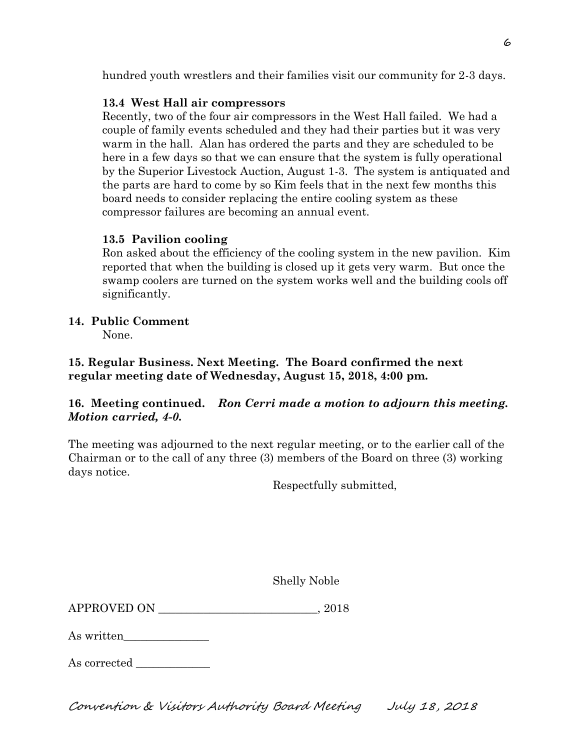hundred youth wrestlers and their families visit our community for 2-3 days.

**13.4 West Hall air compressors**

Recently, two of the four air compressors in the West Hall failed. We had a couple of family events scheduled and they had their parties but it was very warm in the hall. Alan has ordered the parts and they are scheduled to be here in a few days so that we can ensure that the system is fully operational by the Superior Livestock Auction, August 1-3. The system is antiquated and the parts are hard to come by so Kim feels that in the next few months this board needs to consider replacing the entire cooling system as these compressor failures are becoming an annual event.

**13.5 Pavilion cooling**

Ron asked about the efficiency of the cooling system in the new pavilion. Kim reported that when the building is closed up it gets very warm. But once the swamp coolers are turned on the system works well and the building cools off significantly.

**14. Public Comment**

None.

**15. Regular Business. Next Meeting. The Board confirmed the next regular meeting date of Wednesday, August 15, 2018, 4:00 pm.**

**16. Meeting continued.** ***Ron Cerri made a motion to adjourn this meeting. Motion carried, 4-0.***

The meeting was adjourned to the next regular meeting, or to the earlier call of the Chairman or to the call of any three (3) members of the Board on three (3) working days notice.

Respectfully submitted,

Shelly Noble

APPROVED ON ___________________________, 2018

As written_______________

As corrected _____________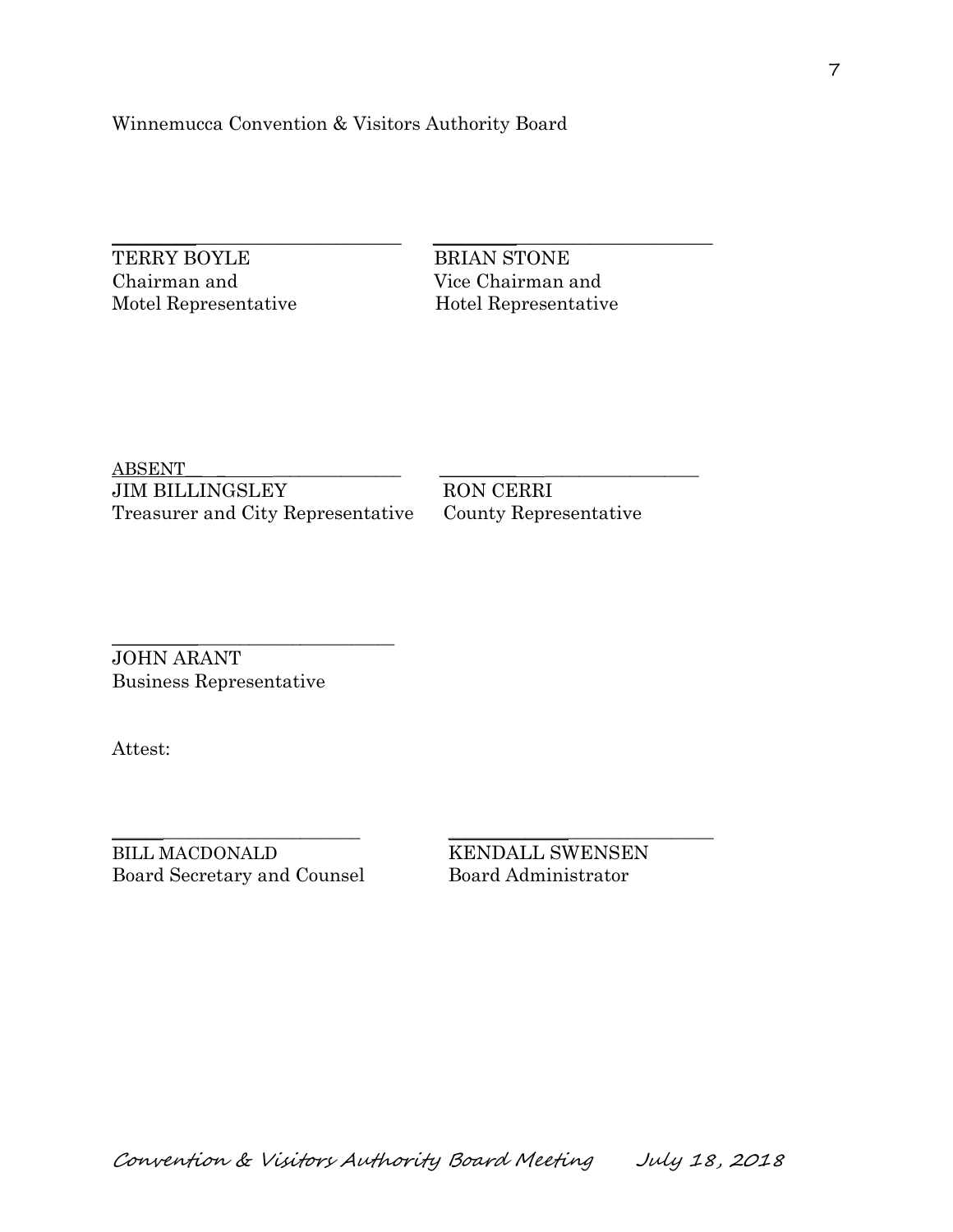Winnemucca Convention & Visitors Authority Board

\_\_\_\_\_\_\_\_\_\_\_\_\_\_\_\_\_\_\_\_\_\_\_\_\_\_\_\_\_\_
TERRY BOYLE
Chairman and
Motel Representative

\_\_\_\_\_\_\_\_\_\_\_\_\_\_\_\_\_\_\_\_\_\_\_\_\_\_\_\_\_\_
BRIAN STONE
Vice Chairman and
Hotel Representative

ABSENT\_\_\_\_\_\_\_\_\_\_\_\_\_\_\_\_\_\_\_\_\_\_\_\_
JIM BILLINGSLEY
Treasurer and City Representative

\_\_\_\_\_\_\_\_\_\_\_\_\_\_\_\_\_\_\_\_\_\_\_\_\_\_\_\_\_\_
RON CERRI
County Representative

\_\_\_\_\_\_\_\_\_\_\_\_\_\_\_\_\_\_\_\_\_\_\_\_\_\_\_\_\_\_
JOHN ARANT
Business Representative

Attest:

\_\_\_\_\_\_\_\_\_\_\_\_\_\_\_\_\_\_\_\_\_\_\_\_\_\_\_\_\_\_
BILL MACDONALD
Board Secretary and Counsel

\_\_\_\_\_\_\_\_\_\_\_\_\_\_\_\_\_\_\_\_\_\_\_\_\_\_\_\_\_\_
KENDALL SWENSEN
Board Administrator